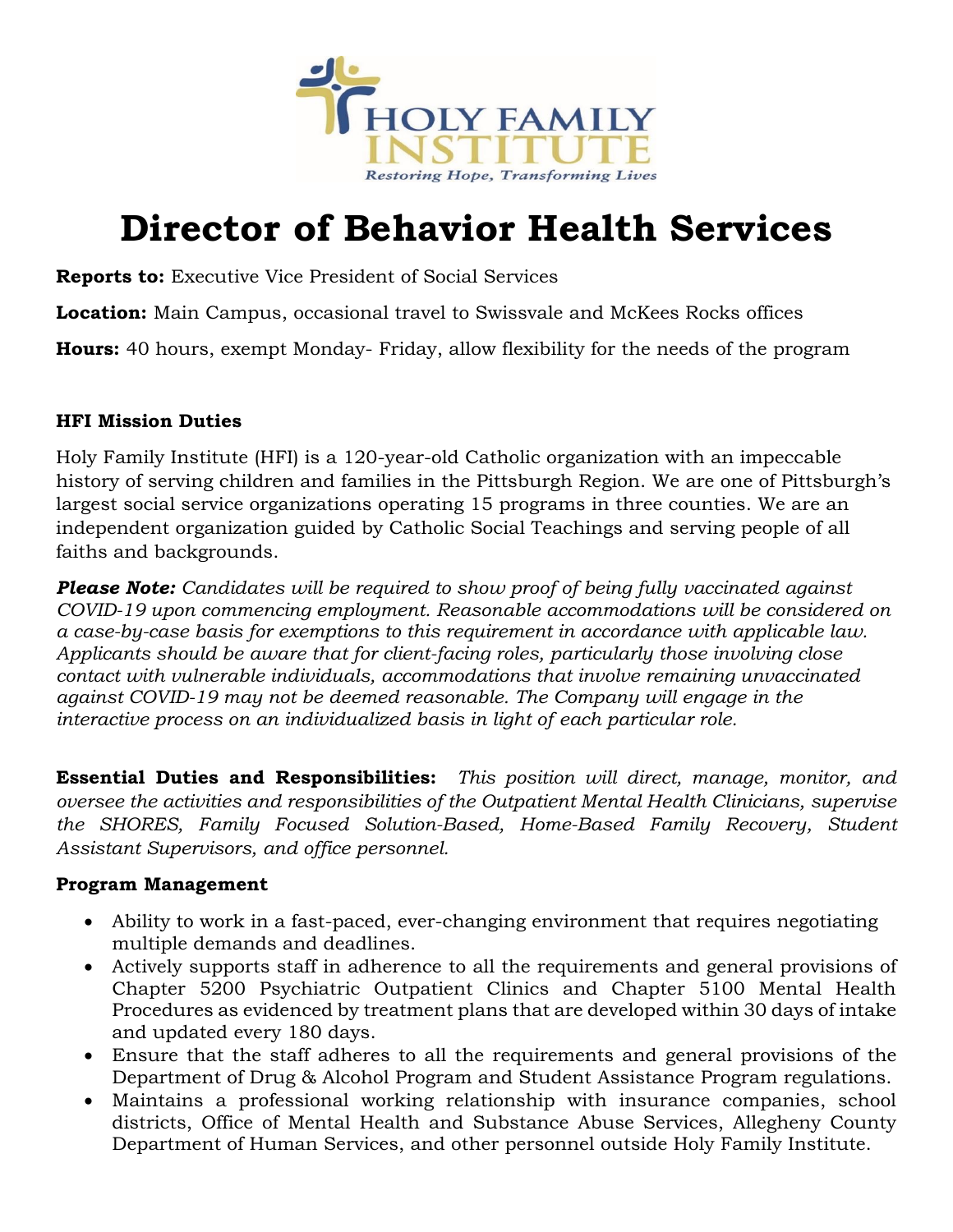HOLY FAMILY INSTITUTE

*Restoring Hope, Transforming Lives*

# Director of Behavior Health Services

**Reports to:** Executive Vice President of Social Services

**Location:** Main Campus, occasional travel to Swissvale and McKees Rocks offices

**Hours:** 40 hours, exempt Monday- Friday, allow flexibility for the needs of the program

**HFI Mission Duties**

Holy Family Institute (HFI) is a 120-year-old Catholic organization with an impeccable history of serving children and families in the Pittsburgh Region. We are one of Pittsburgh's largest social service organizations operating 15 programs in three counties. We are an independent organization guided by Catholic Social Teachings and serving people of all faiths and backgrounds.

***Please Note:*** *Candidates will be required to show proof of being fully vaccinated against COVID-19 upon commencing employment. Reasonable accommodations will be considered on a case-by-case basis for exemptions to this requirement in accordance with applicable law. Applicants should be aware that for client-facing roles, particularly those involving close contact with vulnerable individuals, accommodations that involve remaining unvaccinated against COVID-19 may not be deemed reasonable. The Company will engage in the interactive process on an individualized basis in light of each particular role.*

**Essential Duties and Responsibilities:** *This position will direct, manage, monitor, and oversee the activities and responsibilities of the Outpatient Mental Health Clinicians, supervise the SHORES, Family Focused Solution-Based, Home-Based Family Recovery, Student Assistant Supervisors, and office personnel.*

**Program Management**

- Ability to work in a fast-paced, ever-changing environment that requires negotiating multiple demands and deadlines.
- Actively supports staff in adherence to all the requirements and general provisions of Chapter 5200 Psychiatric Outpatient Clinics and Chapter 5100 Mental Health Procedures as evidenced by treatment plans that are developed within 30 days of intake and updated every 180 days.
- Ensure that the staff adheres to all the requirements and general provisions of the Department of Drug & Alcohol Program and Student Assistance Program regulations.
- Maintains a professional working relationship with insurance companies, school districts, Office of Mental Health and Substance Abuse Services, Allegheny County Department of Human Services, and other personnel outside Holy Family Institute.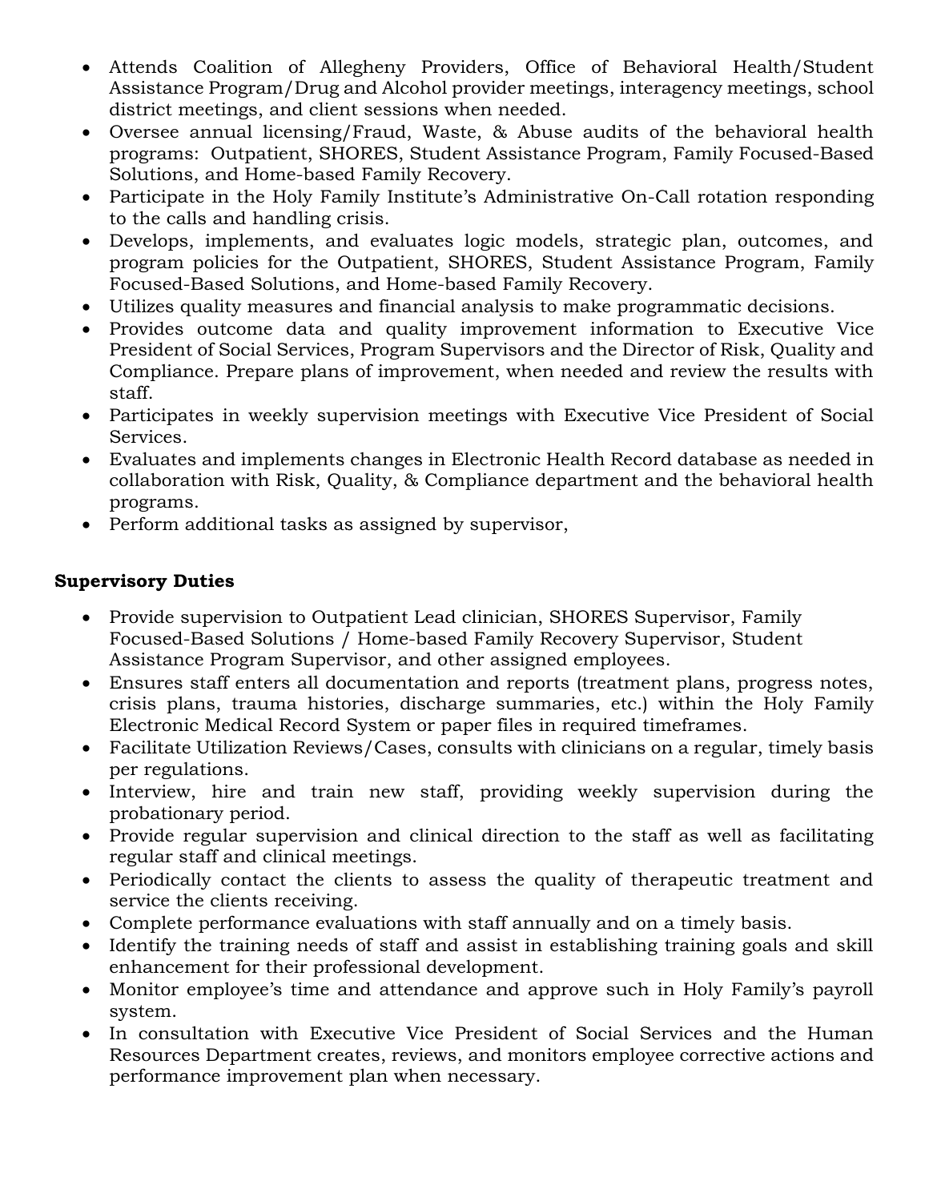- Attends Coalition of Allegheny Providers, Office of Behavioral Health/Student Assistance Program/Drug and Alcohol provider meetings, interagency meetings, school district meetings, and client sessions when needed.
- Oversee annual licensing/Fraud, Waste, & Abuse audits of the behavioral health programs: Outpatient, SHORES, Student Assistance Program, Family Focused-Based Solutions, and Home-based Family Recovery.
- Participate in the Holy Family Institute's Administrative On-Call rotation responding to the calls and handling crisis.
- Develops, implements, and evaluates logic models, strategic plan, outcomes, and program policies for the Outpatient, SHORES, Student Assistance Program, Family Focused-Based Solutions, and Home-based Family Recovery.
- Utilizes quality measures and financial analysis to make programmatic decisions.
- Provides outcome data and quality improvement information to Executive Vice President of Social Services, Program Supervisors and the Director of Risk, Quality and Compliance. Prepare plans of improvement, when needed and review the results with staff.
- Participates in weekly supervision meetings with Executive Vice President of Social Services.
- Evaluates and implements changes in Electronic Health Record database as needed in collaboration with Risk, Quality, & Compliance department and the behavioral health programs.
- Perform additional tasks as assigned by supervisor,

**Supervisory Duties**

- Provide supervision to Outpatient Lead clinician, SHORES Supervisor, Family Focused-Based Solutions / Home-based Family Recovery Supervisor, Student Assistance Program Supervisor, and other assigned employees.
- Ensures staff enters all documentation and reports (treatment plans, progress notes, crisis plans, trauma histories, discharge summaries, etc.) within the Holy Family Electronic Medical Record System or paper files in required timeframes.
- Facilitate Utilization Reviews/Cases, consults with clinicians on a regular, timely basis per regulations.
- Interview, hire and train new staff, providing weekly supervision during the probationary period.
- Provide regular supervision and clinical direction to the staff as well as facilitating regular staff and clinical meetings.
- Periodically contact the clients to assess the quality of therapeutic treatment and service the clients receiving.
- Complete performance evaluations with staff annually and on a timely basis.
- Identify the training needs of staff and assist in establishing training goals and skill enhancement for their professional development.
- Monitor employee's time and attendance and approve such in Holy Family's payroll system.
- In consultation with Executive Vice President of Social Services and the Human Resources Department creates, reviews, and monitors employee corrective actions and performance improvement plan when necessary.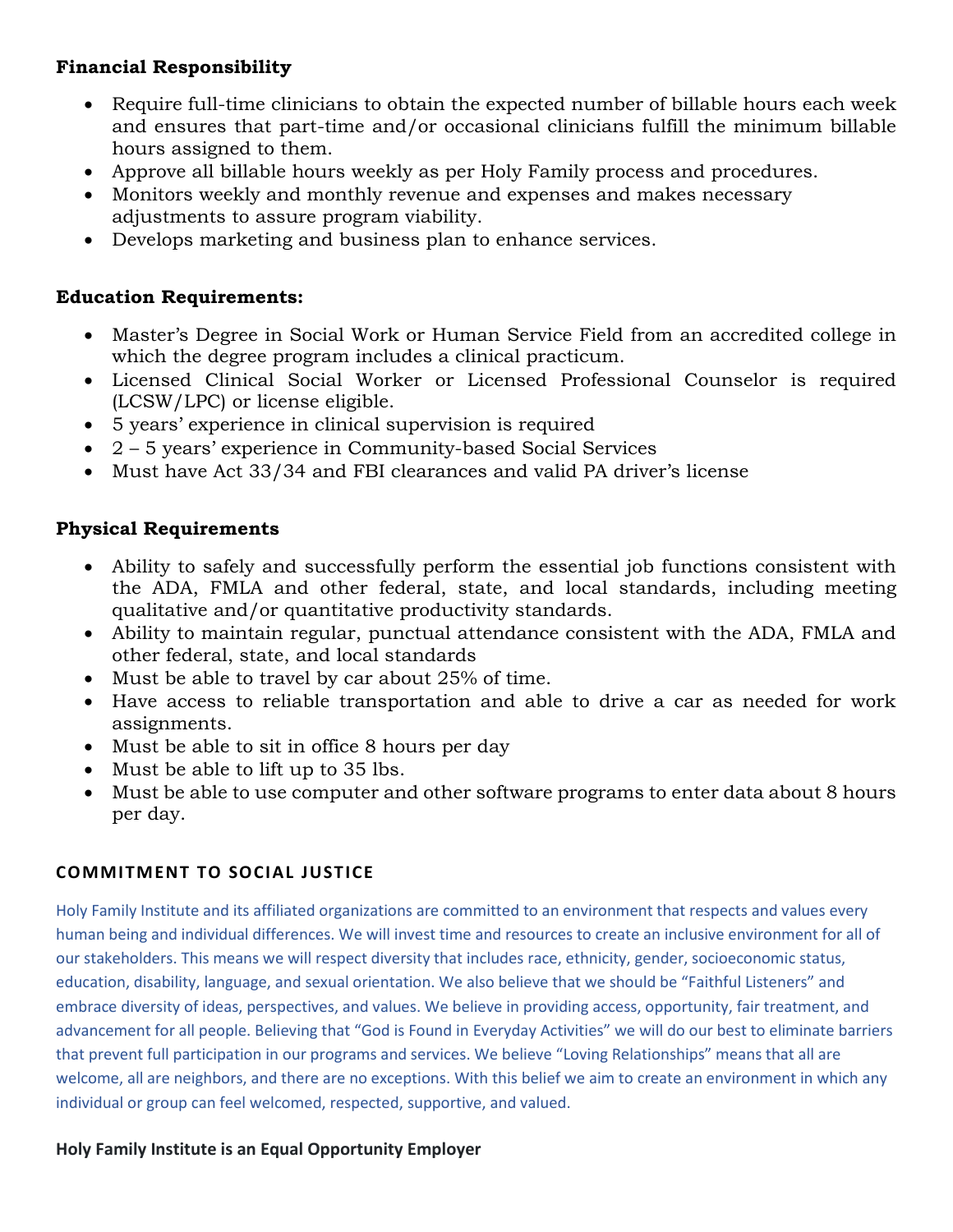**Financial Responsibility**

- Require full-time clinicians to obtain the expected number of billable hours each week and ensures that part-time and/or occasional clinicians fulfill the minimum billable hours assigned to them.
- Approve all billable hours weekly as per Holy Family process and procedures.
- Monitors weekly and monthly revenue and expenses and makes necessary adjustments to assure program viability.
- Develops marketing and business plan to enhance services.

**Education Requirements:**

- Master's Degree in Social Work or Human Service Field from an accredited college in which the degree program includes a clinical practicum.
- Licensed Clinical Social Worker or Licensed Professional Counselor is required (LCSW/LPC) or license eligible.
- 5 years' experience in clinical supervision is required
- 2 – 5 years' experience in Community-based Social Services
- Must have Act 33/34 and FBI clearances and valid PA driver's license

**Physical Requirements**

- Ability to safely and successfully perform the essential job functions consistent with the ADA, FMLA and other federal, state, and local standards, including meeting qualitative and/or quantitative productivity standards.
- Ability to maintain regular, punctual attendance consistent with the ADA, FMLA and other federal, state, and local standards
- Must be able to travel by car about 25% of time.
- Have access to reliable transportation and able to drive a car as needed for work assignments.
- Must be able to sit in office 8 hours per day
- Must be able to lift up to 35 lbs.
- Must be able to use computer and other software programs to enter data about 8 hours per day.

**COMMITMENT TO SOCIAL JUSTICE**

Holy Family Institute and its affiliated organizations are committed to an environment that respects and values every human being and individual differences. We will invest time and resources to create an inclusive environment for all of our stakeholders. This means we will respect diversity that includes race, ethnicity, gender, socioeconomic status, education, disability, language, and sexual orientation. We also believe that we should be "Faithful Listeners" and embrace diversity of ideas, perspectives, and values. We believe in providing access, opportunity, fair treatment, and advancement for all people. Believing that "God is Found in Everyday Activities" we will do our best to eliminate barriers that prevent full participation in our programs and services. We believe "Loving Relationships" means that all are welcome, all are neighbors, and there are no exceptions. With this belief we aim to create an environment in which any individual or group can feel welcomed, respected, supportive, and valued.

**Holy Family Institute is an Equal Opportunity Employer**